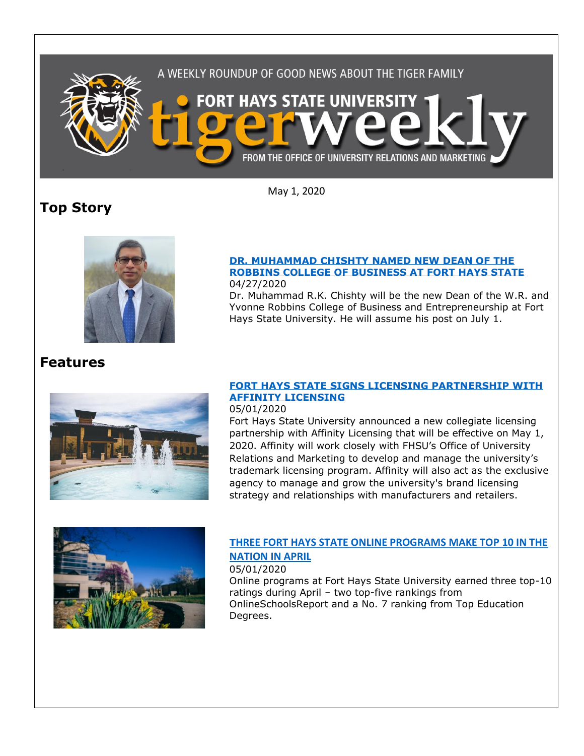A WEEKLY ROUNDUP OF GOOD NEWS ABOUT THE TIGER FAMILY

FORT HAYS STATE UNIVERSITY

# tigerweekly

FROM THE OFFICE OF UNIVERSITY RELATIONS AND MARKETING

May 1, 2020

## Top Story

### DR. MUHAMMAD CHISHTY NAMED NEW DEAN OF THE ROBBINS COLLEGE OF BUSINESS AT FORT HAYS STATE

04/27/2020

Dr. Muhammad R.K. Chishty will be the new Dean of the W.R. and Yvonne Robbins College of Business and Entrepreneurship at Fort Hays State University. He will assume his post on July 1.

## Features

### FORT HAYS STATE SIGNS LICENSING PARTNERSHIP WITH AFFINITY LICENSING

05/01/2020

Fort Hays State University announced a new collegiate licensing partnership with Affinity Licensing that will be effective on May 1, 2020. Affinity will work closely with FHSU's Office of University Relations and Marketing to develop and manage the university's trademark licensing program. Affinity will also act as the exclusive agency to manage and grow the university's brand licensing strategy and relationships with manufacturers and retailers.

### THREE FORT HAYS STATE ONLINE PROGRAMS MAKE TOP 10 IN THE NATION IN APRIL

05/01/2020

Online programs at Fort Hays State University earned three top-10 ratings during April – two top-five rankings from OnlineSchoolsReport and a No. 7 ranking from Top Education Degrees.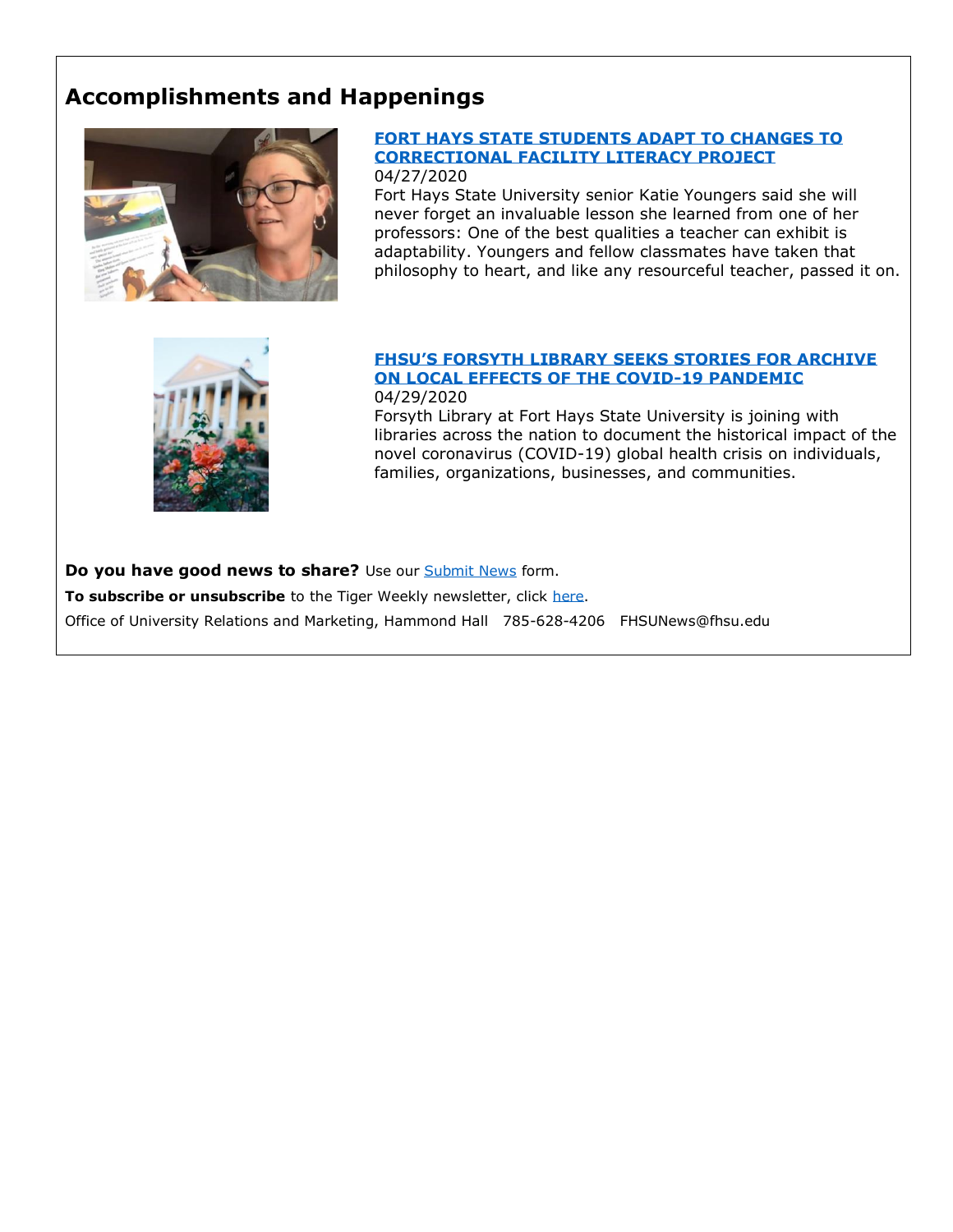## Accomplishments and Happenings

### [FORT HAYS STATE STUDENTS ADAPT TO CHANGES TO CORRECTIONAL FACILITY LITERACY PROJECT]

04/27/2020

Fort Hays State University senior Katie Youngers said she will never forget an invaluable lesson she learned from one of her professors: One of the best qualities a teacher can exhibit is adaptability. Youngers and fellow classmates have taken that philosophy to heart, and like any resourceful teacher, passed it on.

### [FHSU'S FORSYTH LIBRARY SEEKS STORIES FOR ARCHIVE ON LOCAL EFFECTS OF THE COVID-19 PANDEMIC]

04/29/2020

Forsyth Library at Fort Hays State University is joining with libraries across the nation to document the historical impact of the novel coronavirus (COVID-19) global health crisis on individuals, families, organizations, businesses, and communities.

**Do you have good news to share?** Use our [Submit News] form.

**To subscribe or unsubscribe** to the Tiger Weekly newsletter, click [here].

Office of University Relations and Marketing, Hammond Hall 785-628-4206 FHSUNews@fhsu.edu